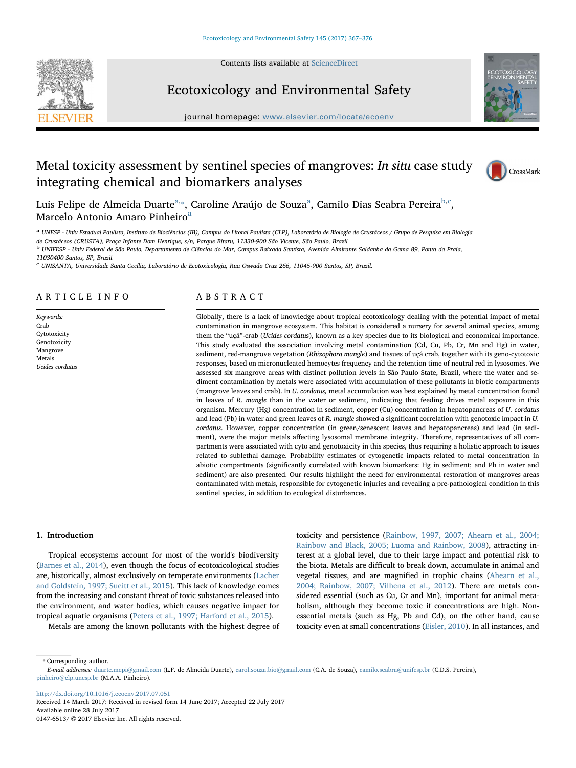# Metal toxicity assessment by sentinel species of mangroves: *In situ* case study integrating chemical and biomarkers analyses

Luis Felipe de Almeida Duarte[a,*], Caroline Araújo de Souza[a], Camilo Dias Seabra Pereira[b,c], Marcelo Antonio Amaro Pinheiro[a]

[a] UNESP - Univ Estadual Paulista, Instituto de Biociências (IB), Campus do Litoral Paulista (CLP), Laboratório de Biologia de Crustáceos / Grupo de Pesquisa em Biologia de Crustáceos (CRUSTA), Praça Infante Dom Henrique, s/n, Parque Bitaru, 11330-900 São Vicente, São Paulo, Brazil

[b] UNIFESP - Univ Federal de São Paulo, Departamento de Ciências do Mar, Campus Baixada Santista, Avenida Almirante Saldanha da Gama 89, Ponta da Praia, 11030400 Santos, SP, Brazil

[c] UNISANTA, Universidade Santa Cecília, Laboratório de Ecotoxicologia, Rua Oswado Cruz 266, 11045-900 Santos, SP, Brazil.

## ARTICLE INFO

*Keywords:*
Crab
Cytotoxicity
Genotoxicity
Mangrove
Metals
*Ucides cordatus*

## ABSTRACT

Globally, there is a lack of knowledge about tropical ecotoxicology dealing with the potential impact of metal contamination in mangrove ecosystem. This habitat is considered a nursery for several animal species, among them the "uçá"-crab (*Ucides cordatus*), known as a key species due to its biological and economical importance. This study evaluated the association involving metal contamination (Cd, Cu, Pb, Cr, Mn and Hg) in water, sediment, red-mangrove vegetation (*Rhizophora mangle*) and tissues of uçá crab, together with its geno-cytotoxic responses, based on micronucleated hemocytes frequency and the retention time of neutral red in lysosomes. We assessed six mangrove areas with distinct pollution levels in São Paulo State, Brazil, where the water and sediment contamination by metals were associated with accumulation of these pollutants in biotic compartments (mangrove leaves and crab). In *U. cordatus,* metal accumulation was best explained by metal concentration found in leaves of *R. mangle* than in the water or sediment, indicating that feeding drives metal exposure in this organism. Mercury (Hg) concentration in sediment, copper (Cu) concentration in hepatopancreas of *U. cordatus* and lead (Pb) in water and green leaves of *R. mangle* showed a significant correlation with genotoxic impact in *U. cordatus*. However, copper concentration (in green/senescent leaves and hepatopancreas) and lead (in sediment), were the major metals affecting lysosomal membrane integrity. Therefore, representatives of all compartments were associated with cyto and genotoxicity in this species, thus requiring a holistic approach to issues related to sublethal damage. Probability estimates of cytogenetic impacts related to metal concentration in abiotic compartments (significantly correlated with known biomarkers: Hg in sediment; and Pb in water and sediment) are also presented. Our results highlight the need for environmental restoration of mangroves areas contaminated with metals, responsible for cytogenetic injuries and revealing a pre-pathological condition in this sentinel species, in addition to ecological disturbances.

## 1. Introduction

Tropical ecosystems account for most of the world's biodiversity (Barnes et al., 2014), even though the focus of ecotoxicological studies are, historically, almost exclusively on temperate environments (Lacher and Goldstein, 1997; Sueitt et al., 2015). This lack of knowledge comes from the increasing and constant threat of toxic substances released into the environment, and water bodies, which causes negative impact for tropical aquatic organisms (Peters et al., 1997; Harford et al., 2015).

Metals are among the known pollutants with the highest degree of toxicity and persistence (Rainbow, 1997, 2007; Ahearn et al., 2004; Rainbow and Black, 2005; Luoma and Rainbow, 2008), attracting interest at a global level, due to their large impact and potential risk to the biota. Metals are difficult to break down, accumulate in animal and vegetal tissues, and are magnified in trophic chains (Ahearn et al., 2004; Rainbow, 2007; Vilhena et al., 2012). There are metals considered essential (such as Cu, Cr and Mn), important for animal metabolism, although they become toxic if concentrations are high. Non-essential metals (such as Hg, Pb and Cd), on the other hand, cause toxicity even at small concentrations (Eisler, 2010). In all instances, and

* Corresponding author.
*E-mail addresses:* duarte.mepi@gmail.com (L.F. de Almeida Duarte), carol.souza.bio@gmail.com (C.A. de Souza), camilo.seabra@unifesp.br (C.D.S. Pereira), pinheiro@clp.unesp.br (M.A.A. Pinheiro).

http://dx.doi.org/10.1016/j.ecoenv.2017.07.051
Received 14 March 2017; Received in revised form 14 June 2017; Accepted 22 July 2017
Available online 28 July 2017
0147-6513/ © 2017 Elsevier Inc. All rights reserved.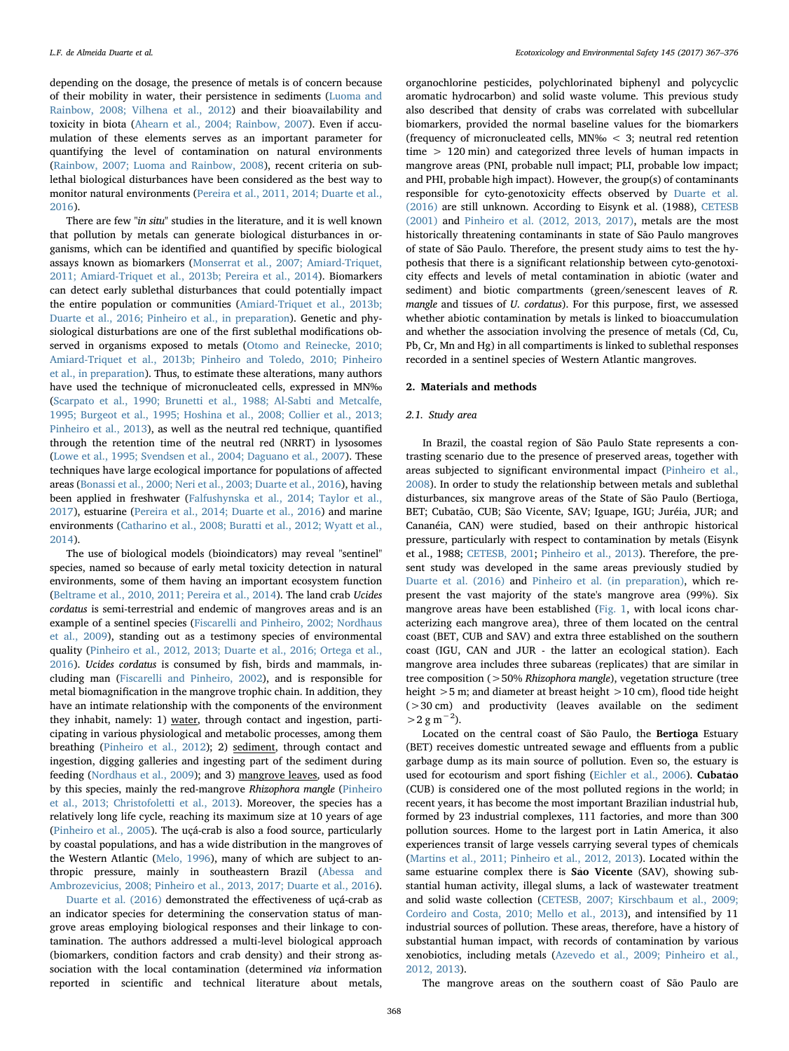depending on the dosage, the presence of metals is of concern because of their mobility in water, their persistence in sediments (Luoma and Rainbow, 2008; Vilhena et al., 2012) and their bioavailability and toxicity in biota (Ahearn et al., 2004; Rainbow, 2007). Even if accumulation of these elements serves as an important parameter for quantifying the level of contamination on natural environments (Rainbow, 2007; Luoma and Rainbow, 2008), recent criteria on sublethal biological disturbances have been considered as the best way to monitor natural environments (Pereira et al., 2011, 2014; Duarte et al., 2016).

There are few "*in situ*" studies in the literature, and it is well known that pollution by metals can generate biological disturbances in organisms, which can be identified and quantified by specific biological assays known as biomarkers (Monserrat et al., 2007; Amiard-Triquet, 2011; Amiard-Triquet et al., 2013b; Pereira et al., 2014). Biomarkers can detect early sublethal disturbances that could potentially impact the entire population or communities (Amiard-Triquet et al., 2013b; Duarte et al., 2016; Pinheiro et al., in preparation). Genetic and physiological disturbations are one of the first sublethal modifications observed in organisms exposed to metals (Otomo and Reinecke, 2010; Amiard-Triquet et al., 2013b; Pinheiro and Toledo, 2010; Pinheiro et al., in preparation). Thus, to estimate these alterations, many authors have used the technique of micronucleated cells, expressed in MN‰ (Scarpato et al., 1990; Brunetti et al., 1988; Al-Sabti and Metcalfe, 1995; Burgeot et al., 1995; Hoshina et al., 2008; Collier et al., 2013; Pinheiro et al., 2013), as well as the neutral red technique, quantified through the retention time of the neutral red (NRRT) in lysosomes (Lowe et al., 1995; Svendsen et al., 2004; Daguano et al., 2007). These techniques have large ecological importance for populations of affected areas (Bonassi et al., 2000; Neri et al., 2003; Duarte et al., 2016), having been applied in freshwater (Falfushynska et al., 2014; Taylor et al., 2017), estuarine (Pereira et al., 2014; Duarte et al., 2016) and marine environments (Catharino et al., 2008; Buratti et al., 2012; Wyatt et al., 2014).

The use of biological models (bioindicators) may reveal "sentinel" species, named so because of early metal toxicity detection in natural environments, some of them having an important ecosystem function (Beltrame et al., 2010, 2011; Pereira et al., 2014). The land crab *Ucides cordatus* is semi-terrestrial and endemic of mangroves areas and is an example of a sentinel species (Fiscarelli and Pinheiro, 2002; Nordhaus et al., 2009), standing out as a testimony species of environmental quality (Pinheiro et al., 2012, 2013; Duarte et al., 2016; Ortega et al., 2016). *Ucides cordatus* is consumed by fish, birds and mammals, including man (Fiscarelli and Pinheiro, 2002), and is responsible for metal biomagnification in the mangrove trophic chain. In addition, they have an intimate relationship with the components of the environment they inhabit, namely: 1) water, through contact and ingestion, participating in various physiological and metabolic processes, among them breathing (Pinheiro et al., 2012); 2) sediment, through contact and ingestion, digging galleries and ingesting part of the sediment during feeding (Nordhaus et al., 2009); and 3) mangrove leaves, used as food by this species, mainly the red-mangrove *Rhizophora mangle* (Pinheiro et al., 2013; Christofoletti et al., 2013). Moreover, the species has a relatively long life cycle, reaching its maximum size at 10 years of age (Pinheiro et al., 2005). The uçá-crab is also a food source, particularly by coastal populations, and has a wide distribution in the mangroves of the Western Atlantic (Melo, 1996), many of which are subject to anthropic pressure, mainly in southeastern Brazil (Abessa and Ambrozevicius, 2008; Pinheiro et al., 2013, 2017; Duarte et al., 2016).

Duarte et al. (2016) demonstrated the effectiveness of uçá-crab as an indicator species for determining the conservation status of mangrove areas employing biological responses and their linkage to contamination. The authors addressed a multi-level biological approach (biomarkers, condition factors and crab density) and their strong association with the local contamination (determined *via* information reported in scientific and technical literature about metals, organochlorine pesticides, polychlorinated biphenyl and polycyclic aromatic hydrocarbon) and solid waste volume. This previous study also described that density of crabs was correlated with subcellular biomarkers, provided the normal baseline values for the biomarkers (frequency of micronucleated cells, MN‰ < 3; neutral red retention time > 120 min) and categorized three levels of human impacts in mangrove areas (PNI, probable null impact; PLI, probable low impact; and PHI, probable high impact). However, the group(s) of contaminants responsible for cyto-genotoxicity effects observed by Duarte et al. (2016) are still unknown. According to Eisynk et al. (1988), CETESB (2001) and Pinheiro et al. (2012, 2013, 2017), metals are the most historically threatening contaminants in state of São Paulo mangroves of state of São Paulo. Therefore, the present study aims to test the hypothesis that there is a significant relationship between cyto-genotoxicity effects and levels of metal contamination in abiotic (water and sediment) and biotic compartments (green/senescent leaves of *R. mangle* and tissues of *U. cordatus*). For this purpose, first, we assessed whether abiotic contamination by metals is linked to bioaccumulation and whether the association involving the presence of metals (Cd, Cu, Pb, Cr, Mn and Hg) in all compartments is linked to sublethal responses recorded in a sentinel species of Western Atlantic mangroves.

## 2. Materials and methods

### 2.1. Study area

In Brazil, the coastal region of São Paulo State represents a contrasting scenario due to the presence of preserved areas, together with areas subjected to significant environmental impact (Pinheiro et al., 2008). In order to study the relationship between metals and sublethal disturbances, six mangrove areas of the State of São Paulo (Bertioga, BET; Cubatão, CUB; São Vicente, SAV; Iguape, IGU; Juréia, JUR; and Cananéia, CAN) were studied, based on their anthropic historical pressure, particularly with respect to contamination by metals (Eisynk et al., 1988; CETESB, 2001; Pinheiro et al., 2013). Therefore, the present study was developed in the same areas previously studied by Duarte et al. (2016) and Pinheiro et al. (in preparation), which represent the vast majority of the state's mangrove area (99%). Six mangrove areas have been established (Fig. 1, with local icons characterizing each mangrove area), three of them located on the central coast (BET, CUB and SAV) and extra three established on the southern coast (IGU, CAN and JUR - the latter an ecological station). Each mangrove area includes three subareas (replicates) that are similar in tree composition (>50% *Rhizophora mangle*), vegetation structure (tree height >5 m; and diameter at breast height >10 cm), flood tide height (>30 cm) and productivity (leaves available on the sediment $>2\ \mathrm{g\ m^{-2}}$).

Located on the central coast of São Paulo, the **Bertioga** Estuary (BET) receives domestic untreated sewage and effluents from a public garbage dump as its main source of pollution. Even so, the estuary is used for ecotourism and sport fishing (Eichler et al., 2006). **Cubatão** (CUB) is considered one of the most polluted regions in the world; in recent years, it has become the most important Brazilian industrial hub, formed by 23 industrial complexes, 111 factories, and more than 300 pollution sources. Home to the largest port in Latin America, it also experiences transit of large vessels carrying several types of chemicals (Martins et al., 2011; Pinheiro et al., 2012, 2013). Located within the same estuarine complex there is **São Vicente** (SAV), showing substantial human activity, illegal slums, a lack of wastewater treatment and solid waste collection (CETESB, 2007; Kirschbaum et al., 2009; Cordeiro and Costa, 2010; Mello et al., 2013), and intensified by 11 industrial sources of pollution. These areas, therefore, have a history of substantial human impact, with records of contamination by various xenobiotics, including metals (Azevedo et al., 2009; Pinheiro et al., 2012, 2013).

The mangrove areas on the southern coast of São Paulo are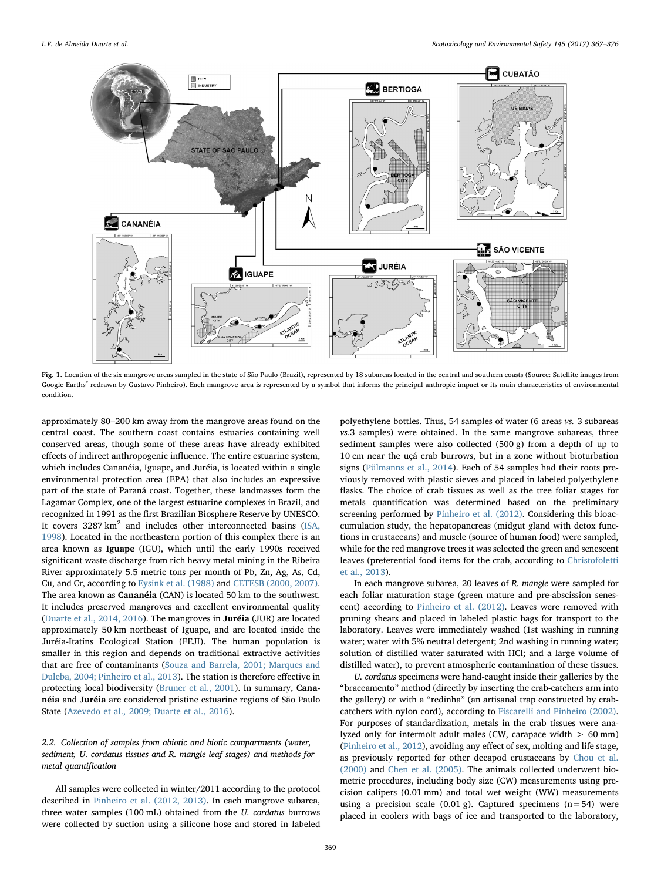Fig. 1. Location of the six mangrove areas sampled in the state of São Paulo (Brazil), represented by 18 subareas located in the central and southern coasts (Source: Satellite images from Google Earths® redrawn by Gustavo Pinheiro). Each mangrove area is represented by a symbol that informs the principal anthropic impact or its main characteristics of environmental condition.

approximately 80–200 km away from the mangrove areas found on the central coast. The southern coast contains estuaries containing well conserved areas, though some of these areas have already exhibited effects of indirect anthropogenic influence. The entire estuarine system, which includes Cananéia, Iguape, and Juréia, is located within a single environmental protection area (EPA) that also includes an expressive part of the state of Paraná coast. Together, these landmasses form the Lagamar Complex, one of the largest estuarine complexes in Brazil, and recognized in 1991 as the first Brazilian Biosphere Reserve by UNESCO. It covers 3287 $km^2$ and includes other interconnected basins (ISA, 1998). Located in the northeastern portion of this complex there is an area known as **Iguape** (IGU), which until the early 1990s received significant waste discharge from rich heavy metal mining in the Ribeira River approximately 5.5 metric tons per month of Pb, Zn, Ag, As, Cd, Cu, and Cr, according to Eysink et al. (1988) and CETESB (2000, 2007). The area known as **Cananéia** (CAN) is located 50 km to the southwest. It includes preserved mangroves and excellent environmental quality (Duarte et al., 2014, 2016). The mangroves in **Juréia** (JUR) are located approximately 50 km northeast of Iguape, and are located inside the Juréia-Itatins Ecological Station (EEJI). The human population is smaller in this region and depends on traditional extractive activities that are free of contaminants (Souza and Barrela, 2001; Marques and Duleba, 2004; Pinheiro et al., 2013). The station is therefore effective in protecting local biodiversity (Bruner et al., 2001). In summary, **Cananéia** and **Juréia** are considered pristine estuarine regions of São Paulo State (Azevedo et al., 2009; Duarte et al., 2016).

### 2.2. Collection of samples from abiotic and biotic compartments (water, sediment, U. cordatus tissues and R. mangle leaf stages) and methods for metal quantification

All samples were collected in winter/2011 according to the protocol described in Pinheiro et al. (2012, 2013). In each mangrove subarea, three water samples (100 mL) obtained from the *U. cordatus* burrows were collected by suction using a silicone hose and stored in labeled polyethylene bottles. Thus, 54 samples of water (6 areas *vs.* 3 subareas *vs.*3 samples) were obtained. In the same mangrove subareas, three sediment samples were also collected (500 g) from a depth of up to 10 cm near the uçá crab burrows, but in a zone without bioturbation signs (Pülmanns et al., 2014). Each of 54 samples had their roots previously removed with plastic sieves and placed in labeled polyethylene flasks. The choice of crab tissues as well as the tree foliar stages for metals quantification was determined based on the preliminary screening performed by Pinheiro et al. (2012). Considering this bioaccumulation study, the hepatopancreas (midgut gland with detox functions in crustaceans) and muscle (source of human food) were sampled, while for the red mangrove trees it was selected the green and senescent leaves (preferential food items for the crab, according to Christofoletti et al., 2013).

In each mangrove subarea, 20 leaves of *R. mangle* were sampled for each foliar maturation stage (green mature and pre-abscission senescent) according to Pinheiro et al. (2012). Leaves were removed with pruning shears and placed in labeled plastic bags for transport to the laboratory. Leaves were immediately washed (1st washing in running water; water with 5% neutral detergent; 2nd washing in running water; solution of distilled water saturated with HCl; and a large volume of distilled water), to prevent atmospheric contamination of these tissues.

*U. cordatus* specimens were hand-caught inside their galleries by the "braceamento" method (directly by inserting the crab-catchers arm into the gallery) or with a "redinha" (an artisanal trap constructed by crab-catchers with nylon cord), according to Fiscarelli and Pinheiro (2002). For purposes of standardization, metals in the crab tissues were analyzed only for intermolt adult males (CW, carapace width > 60 mm) (Pinheiro et al., 2012), avoiding any effect of sex, molting and life stage, as previously reported for other decapod crustaceans by Chou et al. (2000) and Chen et al. (2005). The animals collected underwent biometric procedures, including body size (CW) measurements using precision calipers (0.01 mm) and total wet weight (WW) measurements using a precision scale (0.01 g). Captured specimens ($n = 54$) were placed in coolers with bags of ice and transported to the laboratory,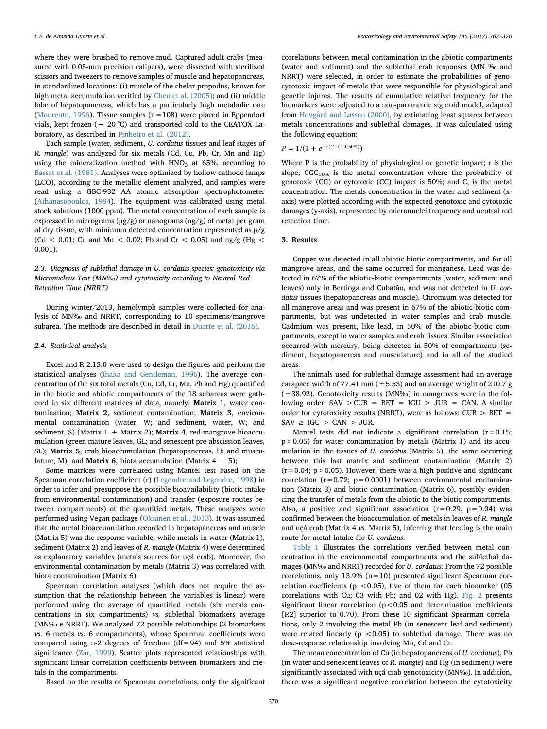where they were brushed to remove mud. Captured adult crabs (measured with 0.05-mm precision calipers), were dissected with sterilized scissors and tweezers to remove samples of muscle and hepatopancreas, in standardized locations: (i) muscle of the chelar propodus, known for high metal accumulation verified by Chen et al. (2005); and (ii) middle lobe of hepatopancreas, which has a particularly high metabolic rate (Mourente, 1996). Tissue samples (n = 108) were placed in Eppendorf vials, kept frozen (− 20 °C) and transported cold to the CEATOX Laboratory, as described in Pinheiro et al. (2012).

Each sample (water, sediment, *U. cordatus* tissues and leaf stages of *R. mangle*) was analyzed for six metals (Cd, Cu, Pb, Cr, Mn and Hg) using the mineralization method with $HNO_3$ at 65%, according to Basset et al. (1981). Analyses were optimized by hollow cathode lamps (LCO), according to the metallic element analyzed, and samples were read using a GBC-932 AA atomic absorption spectrophotometer (Athanasopoulos, 1994). The equipment was calibrated using metal stock solutions (1000 ppm). The metal concentration of each sample is expressed in micrograms (μg/g) or nanograms (ng/g) of metal per gram of dry tissue, with minimum detected concentration represented as μ/g (Cd < 0.01; Cu and Mn < 0.02; Pb and Cr < 0.05) and ng/g (Hg < 0.001).

### 2.3. Diagnosis of sublethal damage in U. cordatus species: genotoxicity via Micronucleus Test (MN‰) and cytotoxicity according to Neutral Red Retention Time (NRRT)

During winter/2013, hemolymph samples were collected for analysis of MN‰ and NRRT, corresponding to 10 specimens/mangrove subarea. The methods are described in detail in Duarte et al. (2016).

### 2.4. Statistical analysis

Excel and R 2.13.0 were used to design the figures and perform the statistical analyses (Ihaka and Gentleman, 1996). The average concentration of the six total metals (Cu, Cd, Cr, Mn, Pb and Hg) quantified in the biotic and abiotic compartments of the 18 subareas were gathered in six different matrices of data, namely: **Matrix 1**, water contamination; **Matrix 2**, sediment contamination; **Matrix 3**, environmental contamination (water, W; and sediment, water, W; and sediment, S) (Matrix 1 + Matrix 2); **Matrix 4**, red-mangrove bioaccumulation (green mature leaves, GL; and senescent pre-abscission leaves, SL); **Matrix 5**, crab bioaccumulation (hepatopancreas, H; and musculature, M); and **Matrix 6**, biota accumulation (Matrix 4 + 5);

Some matrices were correlated using Mantel test based on the Spearman correlation coefficient (r) (Legendre and Legendre, 1998) in order to infer and presuppose the possible bioavailability (biotic intake from environmental contamination) and transfer (exposure routes between compartments) of the quantified metals. These analyzes were performed using Vegan package (Oksanen et al., 2013). It was assumed that the metal bioaccumulation recorded in hepatopancreas and muscle (Matrix 5) was the response variable, while metals in water (Matrix 1), sediment (Matrix 2) and leaves of *R. mangle* (Matrix 4) were determined as explanatory variables (metals sources for uçá crab). Moreover, the environmental contamination by metals (Matrix 3) was correlated with biota contamination (Matrix 6).

Spearman correlation analyses (which does not require the assumption that the relationship between the variables is linear) were performed using the average of quantified metals (six metals concentrations in six compartments) *vs.* sublethal biomarkers average (MN‰ e NRRT). We analyzed 72 possible relationships (2 biomarkers *vs.* 6 metals *vs.* 6 compartments), whose Spearman coefficients were compared using n-2 degrees of freedom (df = 94) and 5% statistical significance (Zar, 1999). Scatter plots represented relationships with significant linear correlation coefficients between biomarkers and metals in the compartments.

Based on the results of Spearman correlations, only the significant correlations between metal contamination in the abiotic compartments (water and sediment) and the sublethal crab responses (MN ‰ and NRRT) were selected, in order to estimate the probabilities of genocytotoxic impact of metals that were responsible for physiological and genetic injures. The results of cumulative relative frequency for the biomarkers were adjusted to a non-parametric sigmoid model, adapted from Hovgård and Lassen (2000), by estimating least squares between metals concentrations and sublethal damages. It was calculated using the following equation:

$$P = 1/(1 + e^{-r(C - \text{CGC}50\%)})$$

Where P is the probability of physiological or genetic impact; r is the slope; $\text{CGC}_{50\%}$ is the metal concentration where the probability of genotoxic (CG) or cytotoxic (CC) impact is 50%; and C, is the metal concentration. The metals concentration in the water and sediment (x-axis) were plotted according with the expected genotoxic and cytotoxic damages (y-axis), represented by micronuclei frequency and neutral red retention time.

## 3. Results

Copper was detected in all abiotic-biotic compartments, and for all mangrove areas, and the same occurred for manganese. Lead was detected in 67% of the abiotic-biotic compartments (water, sediment and leaves) only in Bertioga and Cubatão, and was not detected in *U. cordatus* tissues (hepatopancreas and muscle). Chromium was detected for all mangrove areas and was present in 67% of the abiotic-biotic compartments, but was undetected in water samples and crab muscle. Cadmium was present, like lead, in 50% of the abiotic-biotic compartments, except in water samples and crab tissues. Similar association occurred with mercury, being detected in 50% of compartments (sediment, hepatopancreas and musculature) and in all of the studied areas.

The animals used for sublethal damage assessment had an average carapace width of 77.41 mm (± 5.53) and an average weight of 210.7 g (± 38.92). Genotoxicity results (MN‰) in mangroves were in the following order: SAV > CUB = BET = IGU > JUR = CAN. A similar order for cytotoxicity results (NRRT), were as follows: CUB > BET = SAV ≥ IGU > CAN > JUR.

Mantel tests did not indicate a significant correlation (r = 0.15; p > 0.05) for water contamination by metals (Matrix 1) and its accumulation in the tissues of *U. cordatus* (Matrix 5), the same occurring between this last matrix and sediment contamination (Matrix 2) (r = 0.04; p > 0.05). However, there was a high positive and significant correlation (r = 0.72; p = 0.0001) between environmental contamination (Matrix 3) and biotic contamination (Matrix 6), possibly evidencing the transfer of metals from the abiotic to the biotic compartments. Also, a positive and significant association (r = 0.29, p = 0.04) was confirmed between the bioaccumulation of metals in leaves of *R. mangle* and uçá crab (Matrix 4 *vs.* Matrix 5), inferring that feeding is the main route for metal intake for *U. cordatus*.

Table 1 illustrates the correlations verified between metal concentration in the environmental compartments and the sublethal damages (MN‰ and NRRT) recorded for *U. cordatus*. From the 72 possible correlations, only 13.9% (n = 10) presented significant Spearman correlation coefficients (p < 0.05), five of them for each biomarker (05 correlations with Cu; 03 with Pb; and 02 with Hg). Fig. 2 presents significant linear correlation (p < 0.05 and determination coefficients [R2] superior to 0.70). From these 10 significant Spearman correlations, only 2 involving the metal Pb (in senescent leaf and sediment) were related linearly (p < 0.05) to sublethal damage. There was no dose-response relationship involving Mn, Cd and Cr.

The mean concentration of Cu (in hepatopancreas of *U. cordatus*), Pb (in water and senescent leaves of *R. mangle*) and Hg (in sediment) were significantly associated with uçá crab genotoxicity (MN‰). In addition, there was a significant negative correlation between the cytotoxicity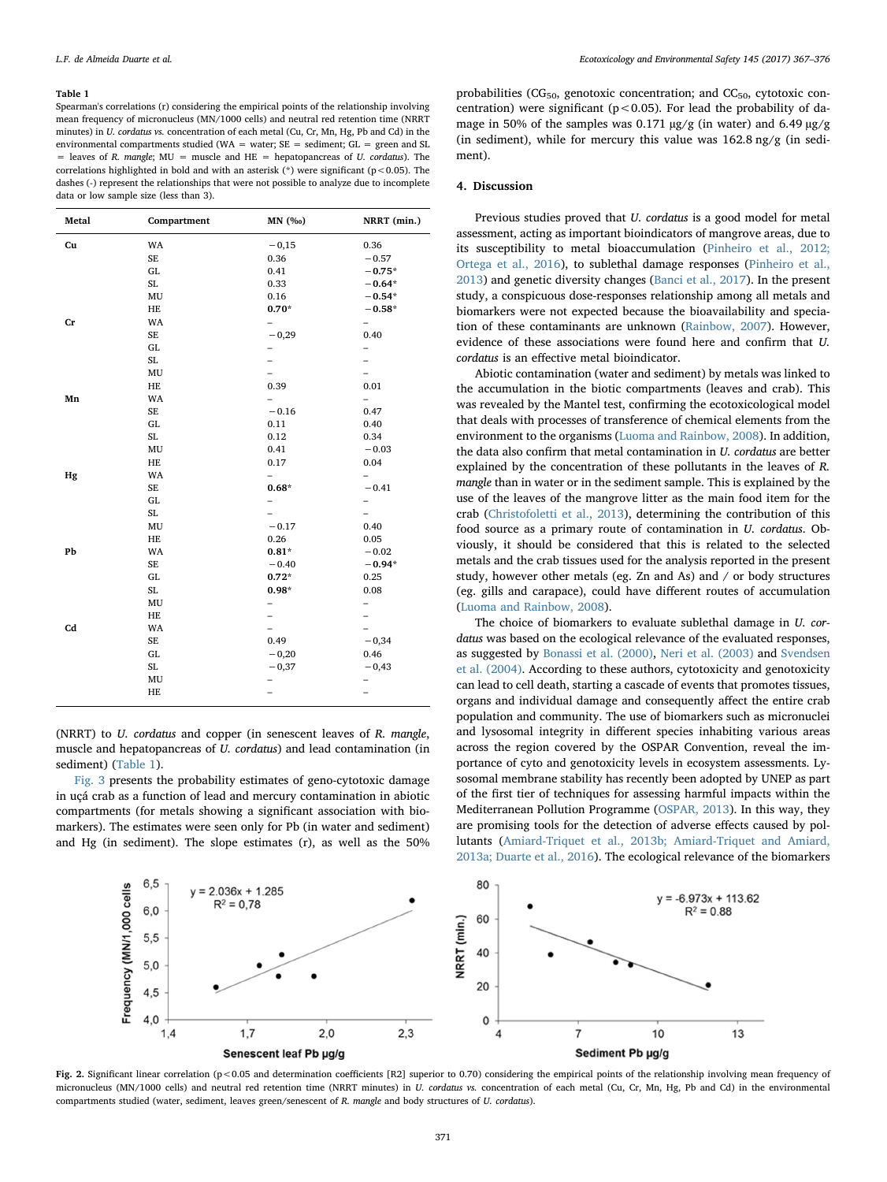**Table 1**

Spearman's correlations (r) considering the empirical points of the relationship involving mean frequency of micronucleus (MN/1000 cells) and neutral red retention time (NRRT minutes) in *U. cordatus vs.* concentration of each metal (Cu, Cr, Mn, Hg, Pb and Cd) in the environmental compartments studied (WA = water; SE = sediment; GL = green and SL = leaves of *R. mangle*; MU = muscle and HE = hepatopancreas of *U. cordatus*). The correlations highlighted in bold and with an asterisk (*) were significant ($p < 0.05$). The dashes (-) represent the relationships that were not possible to analyze due to incomplete data or low sample size (less than 3).

| Metal | Compartment | MN (‰) | NRRT (min.) |
|---|---|---|---|
| Cu | WA | −0,15 | 0.36 |
| | SE | 0.36 | −0.57 |
| | GL | 0.41 | **−0.75*** |
| | SL | 0.33 | **−0.64*** |
| | MU | 0.16 | **−0.54*** |
| | HE | **0.70*** | **−0.58*** |
| Cr | WA | – | – |
| | SE | −0,29 | 0.40 |
| | GL | – | – |
| | SL | – | – |
| | MU | – | – |
| | HE | 0.39 | 0.01 |
| Mn | WA | – | – |
| | SE | −0.16 | 0.47 |
| | GL | 0.11 | 0.40 |
| | SL | 0.12 | 0.34 |
| | MU | 0.41 | −0.03 |
| | HE | 0.17 | 0.04 |
| Hg | WA | – | – |
| | SE | **0.68*** | −0.41 |
| | GL | – | – |
| | SL | – | – |
| | MU | −0.17 | 0.40 |
| | HE | 0.26 | 0.05 |
| Pb | WA | **0.81*** | −0.02 |
| | SE | −0.40 | **−0.94*** |
| | GL | **0.72*** | 0.25 |
| | SL | **0.98*** | 0.08 |
| | MU | – | – |
| | HE | – | – |
| Cd | WA | – | – |
| | SE | 0.49 | −0,34 |
| | GL | −0,20 | 0.46 |
| | SL | −0,37 | −0,43 |
| | MU | – | – |
| | HE | – | – |

(NRRT) to *U. cordatus* and copper (in senescent leaves of *R. mangle*, muscle and hepatopancreas of *U. cordatus*) and lead contamination (in sediment) (Table 1).

Fig. 3 presents the probability estimates of geno-cytotoxic damage in uçá crab as a function of lead and mercury contamination in abiotic compartments (for metals showing a significant association with biomarkers). The estimates were seen only for Pb (in water and sediment) and Hg (in sediment). The slope estimates (r), as well as the 50% probabilities ($CG_{50}$, genotoxic concentration; and $CC_{50}$, cytotoxic concentration) were significant ($p < 0.05$). For lead the probability of damage in 50% of the samples was 0.171 µg/g (in water) and 6.49 µg/g (in sediment), while for mercury this value was 162.8 ng/g (in sediment).

Fig. 2. Significant linear correlation ($p < 0.05$ and determination coefficients [R2] superior to 0.70) considering the empirical points of the relationship involving mean frequency of micronucleus (MN/1000 cells) and neutral red retention time (NRRT minutes) in *U. cordatus vs.* concentration of each metal (Cu, Cr, Mn, Hg, Pb and Cd) in the environmental compartments studied (water, sediment, leaves green/senescent of *R. mangle* and body structures of *U. cordatus*).

## 4. Discussion

Previous studies proved that *U. cordatus* is a good model for metal assessment, acting as important bioindicators of mangrove areas, due to its susceptibility to metal bioaccumulation (Pinheiro et al., 2012; Ortega et al., 2016), to sublethal damage responses (Pinheiro et al., 2013) and genetic diversity changes (Banci et al., 2017). In the present study, a conspicuous dose-responses relationship among all metals and biomarkers were not expected because the bioavailability and speciation of these contaminants are unknown (Rainbow, 2007). However, evidence of these associations were found here and confirm that *U. cordatus* is an effective metal bioindicator.

Abiotic contamination (water and sediment) by metals was linked to the accumulation in the biotic compartments (leaves and crab). This was revealed by the Mantel test, confirming the ecotoxicological model that deals with processes of transference of chemical elements from the environment to the organisms (Luoma and Rainbow, 2008). In addition, the data also confirm that metal contamination in *U. cordatus* are better explained by the concentration of these pollutants in the leaves of *R. mangle* than in water or in the sediment sample. This is explained by the use of the leaves of the mangrove litter as the main food item for the crab (Christofoletti et al., 2013), determining the contribution of this food source as a primary route of contamination in *U. cordatus*. Obviously, it should be considered that this is related to the selected metals and the crab tissues used for the analysis reported in the present study, however other metals (eg. Zn and As) and / or body structures (eg. gills and carapace), could have different routes of accumulation (Luoma and Rainbow, 2008).

The choice of biomarkers to evaluate sublethal damage in *U. cordatus* was based on the ecological relevance of the evaluated responses, as suggested by Bonassi et al. (2000), Neri et al. (2003) and Svendsen et al. (2004). According to these authors, cytotoxicity and genotoxicity can lead to cell death, starting a cascade of events that promotes tissues, organs and individual damage and consequently affect the entire crab population and community. The use of biomarkers such as micronuclei and lysosomal integrity in different species inhabiting various areas across the region covered by the OSPAR Convention, reveal the importance of cyto and genotoxicity levels in ecosystem assessments. Lysosomal membrane stability has recently been adopted by UNEP as part of the first tier of techniques for assessing harmful impacts within the Mediterranean Pollution Programme (OSPAR, 2013). In this way, they are promising tools for the detection of adverse effects caused by pollutants (Amiard-Triquet et al., 2013b; Amiard-Triquet and Amiard, 2013a; Duarte et al., 2016). The ecological relevance of the biomarkers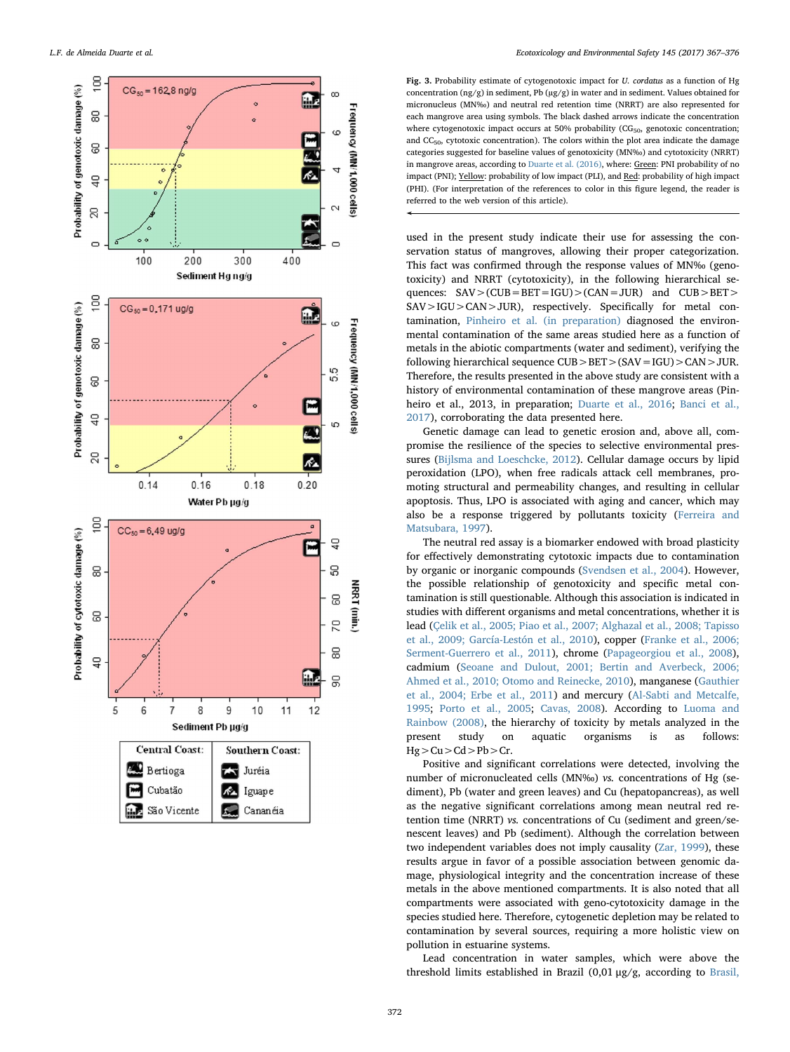**Fig. 3.** Probability estimate of cytogenotoxic impact for *U. cordatus* as a function of Hg concentration (ng/g) in sediment, Pb (µg/g) in water and in sediment. Values obtained for micronucleus (MN‰) and neutral red retention time (NRRT) are also represented for each mangrove area using symbols. The black dashed arrows indicate the concentration where cytogenotoxic impact occurs at 50% probability ($CG_{50}$, genotoxic concentration; and $CC_{50}$, cytotoxic concentration). The colors within the plot area indicate the damage categories suggested for baseline values of genotoxicity (MN‰) and cytotoxicity (NRRT) in mangrove areas, according to Duarte et al. (2016), where: Green: PNI probability of no impact (PNI); Yellow: probability of low impact (PLI), and Red: probability of high impact (PHI). (For interpretation of the references to color in this figure legend, the reader is referred to the web version of this article).

used in the present study indicate their use for assessing the conservation status of mangroves, allowing their proper categorization. This fact was confirmed through the response values of MN‰ (genotoxicity) and NRRT (cytotoxicity), in the following hierarchical sequences: SAV > (CUB = BET = IGU) > (CAN = JUR) and CUB > BET > SAV > IGU > CAN > JUR), respectively. Specifically for metal contamination, Pinheiro et al. (in preparation) diagnosed the environmental contamination of the same areas studied here as a function of metals in the abiotic compartments (water and sediment), verifying the following hierarchical sequence CUB > BET > (SAV = IGU) > CAN > JUR. Therefore, the results presented in the above study are consistent with a history of environmental contamination of these mangrove areas (Pinheiro et al., 2013, in preparation; Duarte et al., 2016; Banci et al., 2017), corroborating the data presented here.

Genetic damage can lead to genetic erosion and, above all, compromise the resilience of the species to selective environmental pressures (Bijlsma and Loeschcke, 2012). Cellular damage occurs by lipid peroxidation (LPO), when free radicals attack cell membranes, promoting structural and permeability changes, and resulting in cellular apoptosis. Thus, LPO is associated with aging and cancer, which may also be a response triggered by pollutants toxicity (Ferreira and Matsubara, 1997).

The neutral red assay is a biomarker endowed with broad plasticity for effectively demonstrating cytotoxic impacts due to contamination by organic or inorganic compounds (Svendsen et al., 2004). However, the possible relationship of genotoxicity and specific metal contamination is still questionable. Although this association is indicated in studies with different organisms and metal concentrations, whether it is lead (Çelik et al., 2005; Piao et al., 2007; Alghazal et al., 2008; Tapisso et al., 2009; García-Lestón et al., 2010), copper (Franke et al., 2006; Serment-Guerrero et al., 2011), chrome (Papageorgiou et al., 2008), cadmium (Seoane and Dulout, 2001; Bertin and Averbeck, 2006; Ahmed et al., 2010; Otomo and Reinecke, 2010), manganese (Gauthier et al., 2004; Erbe et al., 2011) and mercury (Al-Sabti and Metcalfe, 1995; Porto et al., 2005; Cavas, 2008). According to Luoma and Rainbow (2008), the hierarchy of toxicity by metals analyzed in the present study on aquatic organisms is as follows: Hg > Cu > Cd > Pb > Cr.

Positive and significant correlations were detected, involving the number of micronucleated cells (MN‰) *vs.* concentrations of Hg (sediment), Pb (water and green leaves) and Cu (hepatopancreas), as well as the negative significant correlations among mean neutral red retention time (NRRT) *vs.* concentrations of Cu (sediment and green/senescent leaves) and Pb (sediment). Although the correlation between two independent variables does not imply causality (Zar, 1999), these results argue in favor of a possible association between genomic damage, physiological integrity and the concentration increase of these metals in the above mentioned compartments. It is also noted that all compartments were associated with geno-cytotoxicity damage in the species studied here. Therefore, cytogenetic depletion may be related to contamination by several sources, requiring a more holistic view on pollution in estuarine systems.

Lead concentration in water samples, which were above the threshold limits established in Brazil (0,01 µg/g, according to Brasil,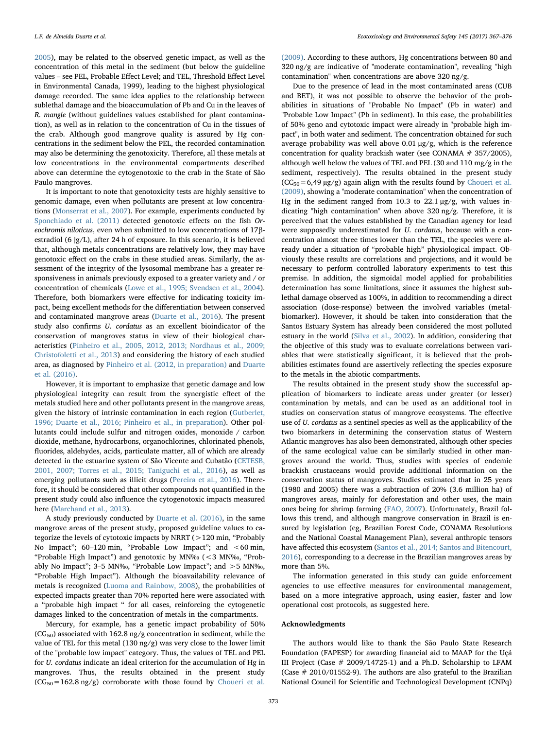2005), may be related to the observed genetic impact, as well as the concentration of this metal in the sediment (but below the guideline values – see PEL, Probable Effect Level; and TEL, Threshold Effect Level in Environmental Canada, 1999), leading to the highest physiological damage recorded. The same idea applies to the relationship between sublethal damage and the bioaccumulation of Pb and Cu in the leaves of *R. mangle* (without guidelines values established for plant contamination), as well as in relation to the concentration of Cu in the tissues of the crab. Although good mangrove quality is assured by Hg concentrations in the sediment below the PEL, the recorded contamination may also be determining the genotoxicity. Therefore, all these metals at low concentrations in the environmental compartments described above can determine the cytogenotoxic to the crab in the State of São Paulo mangroves.

It is important to note that genotoxicity tests are highly sensitive to genomic damage, even when pollutants are present at low concentrations (Monserrat et al., 2007). For example, experiments conducted by Sponchiado et al. (2011) detected genotoxic effects on the fish *Oreochromis niloticus*, even when submitted to low concentrations of 17β-estradiol (6 |g/L) after 24 h of exposure. In this scenario, it is believed that, although metals concentrations are relatively low, they may have genotoxic effect on the crabs in these studied areas. Similarly, the assessment of the integrity of the lysosomal membrane has a greater responsiveness in animals previously exposed to a greater variety and / or concentration of chemicals (Lowe et al., 1995; Svendsen et al., 2004). Therefore, both biomarkers were effective for indicating toxicity impact, being excellent methods for the differentiation between conserved and contaminated mangrove areas (Duarte et al., 2016). The present study also confirms *U. cordatus* as an excellent bioindicator of the conservation of mangroves status in view of their biological characteristics (Pinheiro et al., 2005, 2012, 2013; Nordhaus et al., 2009; Christofoletti et al., 2013) and considering the history of each studied area, as diagnosed by Pinheiro et al. (2012, in preparation) and Duarte et al. (2016).

However, it is important to emphasize that genetic damage and low physiological integrity can result from the synergistic effect of the metals studied here and other pollutants present in the mangrove areas, given the history of intrinsic contamination in each region (Gutberlet, 1996; Duarte et al., 2016; Pinheiro et al., in preparation). Other pollutants could include sulfur and nitrogen oxides, monoxide / carbon dioxide, methane, hydrocarbons, organochlorines, chlorinated phenols, fluorides, aldehydes, acids, particulate matter, all of which are already detected in the estuarine system of São Vicente and Cubatão (CETESB, 2001, 2007; Torres et al., 2015; Taniguchi et al., 2016), as well as emerging pollutants such as illicit drugs (Pereira et al., 2016). Therefore, it should be considered that other compounds not quantified in the present study could also influence the cytogenotoxic impacts measured here (Marchand et al., 2013).

A study previously conducted by Duarte et al. (2016), in the same mangrove areas of the present study, proposed guideline values to categorize the levels of cytotoxic impacts by NRRT (> 120 min, "Probably No Impact"; 60–120 min, "Probable Low Impact"; and < 60 min, "Probable High Impact") and genotoxic by MN‰ (< 3 MN‰, "Probably No Impact"; 3–5 MN‰, "Probable Low Impact"; and > 5 MN‰, "Probable High Impact"). Although the bioavailability relevance of metals is recognized (Luoma and Rainbow, 2008), the probabilities of expected impacts greater than 70% reported here were associated with a "probable high impact " for all cases, reinforcing the cytogenetic damages linked to the concentration of metals in the compartments.

Mercury, for example, has a genetic impact probability of 50% ($CG_{50}$) associated with 162.8 ng/g concentration in sediment, while the value of TEL for this metal (130 ng/g) was very close to the lower limit of the "probable low impact" category. Thus, the values of TEL and PEL for *U. cordatus* indicate an ideal criterion for the accumulation of Hg in mangroves. Thus, the results obtained in the present study ($CG_{50}$ = 162.8 ng/g) corroborate with those found by Choueri et al. (2009). According to these authors, Hg concentrations between 80 and 320 ng/g are indicative of "moderate contamination", revealing "high contamination" when concentrations are above 320 ng/g.

Due to the presence of lead in the most contaminated areas (CUB and BET), it was not possible to observe the behavior of the probabilities in situations of "Probable No Impact" (Pb in water) and "Probable Low Impact" (Pb in sediment). In this case, the probabilities of 50% geno and cytotoxic impact were already in "probable high impact", in both water and sediment. The concentration obtained for such average probability was well above 0.01 μg/g, which is the reference concentration for quality brackish water (see CONAMA # 357/2005), although well below the values of TEL and PEL (30 and 110 mg/g in the sediment, respectively). The results obtained in the present study ($CC_{50}$ = 6,49 μg/g) again align with the results found by Choueri et al. (2009), showing a "moderate contamination" when the concentration of Hg in the sediment ranged from 10.3 to 22.1 μg/g, with values indicating "high contamination" when above 320 ng/g. Therefore, it is perceived that the values established by the Canadian agency for lead were supposedly underestimated for *U. cordatus*, because with a concentration almost three times lower than the TEL, the species were already under a situation of "probable high" physiological impact. Obviously these results are correlations and projections, and it would be necessary to perform controlled laboratory experiments to test this premise. In addition, the sigmoidal model applied for probabilities determination has some limitations, since it assumes the highest sublethal damage observed as 100%, in addition to recommending a direct association (dose-response) between the involved variables (metal-biomarker). However, it should be taken into consideration that the Santos Estuary System has already been considered the most polluted estuary in the world (Silva et al., 2002). In addition, considering that the objective of this study was to evaluate correlations between variables that were statistically significant, it is believed that the probabilities estimates found are assertively reflecting the species exposure to the metals in the abiotic compartments.

The results obtained in the present study show the successful application of biomarkers to indicate areas under greater (or lesser) contamination by metals, and can be used as an additional tool in studies on conservation status of mangrove ecosystems. The effective use of *U. cordatus* as a sentinel species as well as the applicability of the two biomarkers in determining the conservation status of Western Atlantic mangroves has also been demonstrated, although other species of the same ecological value can be similarly studied in other mangroves around the world. Thus, studies with species of endemic brackish crustaceans would provide additional information on the conservation status of mangroves. Studies estimated that in 25 years (1980 and 2005) there was a subtraction of 20% (3.6 million ha) of mangroves areas, mainly for deforestation and other uses, the main ones being for shrimp farming (FAO, 2007). Unfortunately, Brazil follows this trend, and although mangrove conservation in Brazil is ensured by legislation (eg, Brazilian Forest Code, CONAMA Resolutions and the National Coastal Management Plan), several anthropic tensors have affected this ecosystem (Santos et al., 2014; Santos and Bitencourt, 2016), corresponding to a decrease in the Brazilian mangroves areas by more than 5%.

The information generated in this study can guide enforcement agencies to use effective measures for environmental management, based on a more integrative approach, using easier, faster and low operational cost protocols, as suggested here.

## Acknowledgments

The authors would like to thank the São Paulo State Research Foundation (FAPESP) for awarding financial aid to MAAP for the Uçá III Project (Case # 2009/14725-1) and a Ph.D. Scholarship to LFAM (Case # 2010/01552-9). The authors are also grateful to the Brazilian National Council for Scientific and Technological Development (CNPq)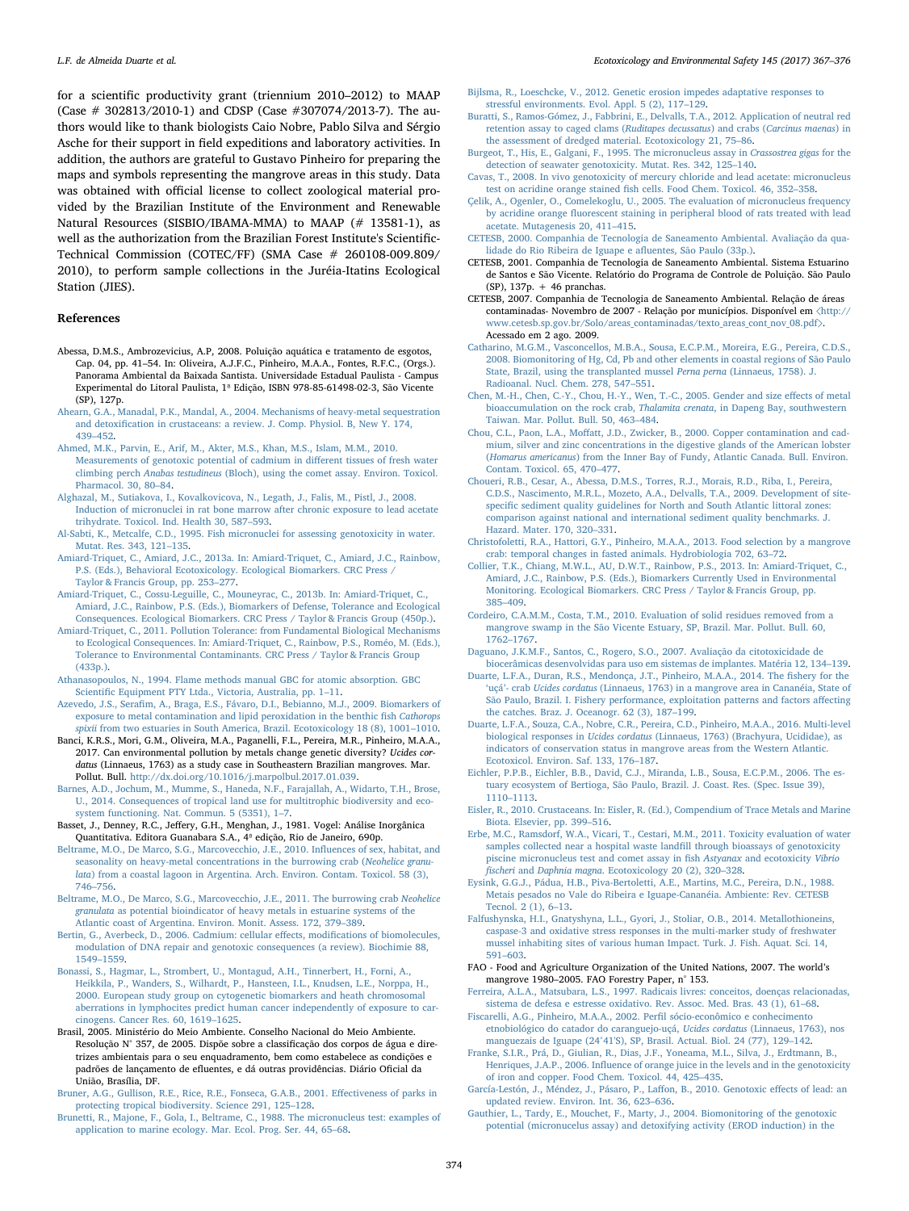for a scientific productivity grant (triennium 2010–2012) to MAAP (Case # 302813/2010-1) and CDSP (Case #307074/2013-7). The authors would like to thank biologists Caio Nobre, Pablo Silva and Sérgio Asche for their support in field expeditions and laboratory activities. In addition, the authors are grateful to Gustavo Pinheiro for preparing the maps and symbols representing the mangrove areas in this study. Data was obtained with official license to collect zoological material provided by the Brazilian Institute of the Environment and Renewable Natural Resources (SISBIO/IBAMA-MMA) to MAAP (# 13581-1), as well as the authorization from the Brazilian Forest Institute's Scientific-Technical Commission (COTEC/FF) (SMA Case # 260108-009.809/2010), to perform sample collections in the Juréia-Itatins Ecological Station (JIES).

## References

Abessa, D.M.S., Ambrozevicius, A.P, 2008. Poluição aquática e tratamento de esgotos, Cap. 04, pp. 41–54. In: Oliveira, A.J.F.C., Pinheiro, M.A.A., Fontes, R.F.C., (Orgs.). Panorama Ambiental da Baixada Santista. Universidade Estadual Paulista - Campus Experimental do Litoral Paulista, 1ª Edição, ISBN 978-85-61498-02-3, São Vicente (SP), 127p.

Ahearn, G.A., Manadal, P.K., Mandal, A., 2004. Mechanisms of heavy-metal sequestration and detoxification in crustaceans: a review. J. Comp. Physiol. B, New Y. 174, 439–452.

Ahmed, M.K., Parvin, E., Arif, M., Akter, M.S., Khan, M.S., Islam, M.M., 2010. Measurements of genotoxic potential of cadmium in different tissues of fresh water climbing perch *Anabas testudineus* (Bloch), using the comet assay. Environ. Toxicol. Pharmacol. 30, 80–84.

Alghazal, M., Sutiakova, I., Kovalkovicova, N., Legath, J., Falis, M., Pistl, J., 2008. Induction of micronuclei in rat bone marrow after chronic exposure to lead acetate trihydrate. Toxicol. Ind. Health 30, 587–593.

Al-Sabti, K., Metcalfe, C.D., 1995. Fish micronuclei for assessing genotoxicity in water. Mutat. Res. 343, 121–135.

Amiard-Triquet, C., Amiard, J.C., 2013a. In: Amiard-Triquet, C., Amiard, J.C., Rainbow, P.S. (Eds.), Behavioral Ecotoxicology. Ecological Biomarkers. CRC Press / Taylor & Francis Group, pp. 253–277.

Amiard-Triquet, C., Cossu-Leguille, C., Mouneyrac, C., 2013b. In: Amiard-Triquet, C., Amiard, J.C., Rainbow, P.S. (Eds.), Biomarkers of Defense, Tolerance and Ecological Consequences. Ecological Biomarkers. CRC Press / Taylor & Francis Group (450p.).

Amiard-Triquet, C., 2011. Pollution Tolerance: from Fundamental Biological Mechanisms to Ecological Consequences. In: Amiard-Triquet, C., Rainbow, P.S., Roméo, M. (Eds.), Tolerance to Environmental Contaminants. CRC Press / Taylor & Francis Group (433p.).

Athanasopoulos, N., 1994. Flame methods manual GBC for atomic absorption. GBC Scientific Equipment PTY Ltda., Victoria, Australia, pp. 1–11.

Azevedo, J.S., Serafim, A., Braga, E.S., Fávaro, D.I., Bebianno, M.J., 2009. Biomarkers of exposure to metal contamination and lipid peroxidation in the benthic fish *Cathorops spixii* from two estuaries in South America, Brazil. Ecotoxicology 18 (8), 1001–1010.

Banci, K.R.S., Mori, G.M., Oliveira, M.A., Paganelli, F.L., Pereira, M.R., Pinheiro, M.A.A., 2017. Can environmental pollution by metals change genetic diversity? *Ucides cordatus* (Linnaeus, 1763) as a study case in Southeastern Brazilian mangroves. Mar. Pollut. Bull. http://dx.doi.org/10.1016/j.marpolbul.2017.01.039.

Barnes, A.D., Jochum, M., Mumme, S., Haneda, N.F., Farajallah, A., Widarto, T.H., Brose, U., 2014. Consequences of tropical land use for multitrophic biodiversity and ecosystem functioning. Nat. Commun. 5 (5351), 1–7.

Basset, J., Denney, R.C., Jeffery, G.H., Menghan, J., 1981. Vogel: Análise Inorgânica Quantitativa. Editora Guanabara S.A., 4ª edição, Rio de Janeiro, 690p.

Beltrame, M.O., De Marco, S.G., Marcovecchio, J.E., 2010. Influences of sex, habitat, and seasonality on heavy-metal concentrations in the burrowing crab (*Neohelice granulata*) from a coastal lagoon in Argentina. Arch. Environ. Contam. Toxicol. 58 (3), 746–756.

Beltrame, M.O., De Marco, S.G., Marcovecchio, J.E., 2011. The burrowing crab *Neohelice granulata* as potential bioindicator of heavy metals in estuarine systems of the Atlantic coast of Argentina. Environ. Monit. Assess. 172, 379–389.

Bertin, G., Averbeck, D., 2006. Cadmium: cellular effects, modifications of biomolecules, modulation of DNA repair and genotoxic consequences (a review). Biochimie 88, 1549–1559.

Bonassi, S., Hagmar, L., Strombert, U., Montagud, A.H., Tinnerbert, H., Forni, A., Heikkila, P., Wanders, S., Wilhardt, P., Hansteen, I.L., Knudsen, L.E., Norppa, H., 2000. European study group on cytogenetic biomarkers and heath chromosomal aberrations in lymphocites predict human cancer independently of exposure to carcinogens. Cancer Res. 60, 1619–1625.

Brasil, 2005. Ministério do Meio Ambiente. Conselho Nacional do Meio Ambiente. Resolução N° 357, de 2005. Dispõe sobre a classificação dos corpos de água e diretrizes ambientais para o seu enquadramento, bem como estabelece as condições e padrões de lançamento de efluentes, e dá outras providências. Diário Oficial da União, Brasília, DF.

Bruner, A.G., Gullison, R.E., Rice, R.E., Fonseca, G.A.B., 2001. Effectiveness of parks in protecting tropical biodiversity. Science 291, 125–128.

Brunetti, R., Majone, F., Gola, I., Beltrame, C., 1988. The micronucleus test: examples of application to marine ecology. Mar. Ecol. Prog. Ser. 44, 65–68.

Bijlsma, R., Loeschcke, V., 2012. Genetic erosion impedes adaptive responses to stressful environments. Evol. Appl. 5 (2), 117–129.

Buratti, S., Ramos-Gómez, J., Fabbrini, E., Delvalls, T.A., 2012. Application of neutral red retention assay to caged clams (*Ruditapes decussatus*) and crabs (*Carcinus maenas*) in the assessment of dredged material. Ecotoxicology 21, 75–86.

Burgeot, T., His, E., Galgani, F., 1995. The micronucleus assay in *Crassostrea gigas* for the detection of seawater genotoxicity. Mutat. Res. 342, 125–140.

Cavas, T., 2008. In vivo genotoxicity of mercury chloride and lead acetate: micronucleus test on acridine orange stained fish cells. Food Chem. Toxicol. 46, 352–358.

Çelik, A., Ogenler, O., Comelekoglu, U., 2005. The evaluation of micronucleus frequency by acridine orange fluorescent staining in peripheral blood of rats treated with lead acetate. Mutagenesis 20, 411–415.

CETESB, 2000. Companhia de Tecnologia de Saneamento Ambiental. Avaliação da qualidade do Rio Ribeira de Iguape e afluentes, São Paulo (33p.).

CETESB, 2001. Companhia de Tecnologia de Saneamento Ambiental. Sistema Estuarino de Santos e São Vicente. Relatório do Programa de Controle de Poluição. São Paulo (SP), 137p. + 46 pranchas.

CETESB, 2007. Companhia de Tecnologia de Saneamento Ambiental. Relação de áreas contaminadas- Novembro de 2007 - Relação por municípios. Disponível em ⟨http://www.cetesb.sp.gov.br/Solo/areas_contaminadas/texto_areas_cont_nov_08.pdf⟩. Acessado em 2 ago. 2009.

Catharino, M.G.M., Vasconcellos, M.B.A., Sousa, E.C.P.M., Moreira, E.G., Pereira, C.D.S., 2008. Biomonitoring of Hg, Cd, Pb and other elements in coastal regions of São Paulo State, Brazil, using the transplanted mussel *Perna perna* (Linnaeus, 1758). J. Radioanal. Nucl. Chem. 278, 547–551.

Chen, M.-H., Chen, C.-Y., Chou, H.-Y., Wen, T.-C., 2005. Gender and size effects of metal bioaccumulation on the rock crab, *Thalamita crenata*, in Dapeng Bay, southwestern Taiwan. Mar. Pollut. Bull. 50, 463–484.

Chou, C.L., Paon, L.A., Moffatt, J.D., Zwicker, B., 2000. Copper contamination and cadmium, silver and zinc concentrations in the digestive glands of the American lobster (*Homarus americanus*) from the Inner Bay of Fundy, Atlantic Canada. Bull. Environ. Contam. Toxicol. 65, 470–477.

Choueri, R.B., Cesar, A., Abessa, D.M.S., Torres, R.J., Morais, R.D., Riba, I., Pereira, C.D.S., Nascimento, M.R.L., Mozeto, A.A., Delvalls, T.A., 2009. Development of site-specific sediment quality guidelines for North and South Atlantic littoral zones: comparison against national and international sediment quality benchmarks. J. Hazard. Mater. 170, 320–331.

Christofoletti, R.A., Hattori, G.Y., Pinheiro, M.A.A., 2013. Food selection by a mangrove crab: temporal changes in fasted animals. Hydrobiologia 702, 63–72.

Collier, T.K., Chiang, M.W.L., AU, D.W.T., Rainbow, P.S., 2013. In: Amiard-Triquet, C., Amiard, J.C., Rainbow, P.S. (Eds.), Biomarkers Currently Used in Environmental Monitoring. Ecological Biomarkers. CRC Press / Taylor & Francis Group, pp. 385–409.

Cordeiro, C.A.M.M., Costa, T.M., 2010. Evaluation of solid residues removed from a mangrove swamp in the São Vicente Estuary, SP, Brazil. Mar. Pollut. Bull. 60, 1762–1767.

Daguano, J.K.M.F., Santos, C., Rogero, S.O., 2007. Avaliação da citotoxicidade de biocerâmicas desenvolvidas para uso em sistemas de implantes. Matéria 12, 134–139.

Duarte, L.F.A., Duran, R.S., Mendonça, J.T., Pinheiro, M.A.A., 2014. The fishery for the 'uçá'- crab *Ucides cordatus* (Linnaeus, 1763) in a mangrove area in Cananéia, State of São Paulo, Brazil. I. Fishery performance, exploitation patterns and factors affecting the catches. Braz. J. Oceanogr. 62 (3), 187–199.

Duarte, L.F.A., Souza, C.A., Nobre, C.R., Pereira, C.D., Pinheiro, M.A.A., 2016. Multi-level biological responses in *Ucides cordatus* (Linnaeus, 1763) (Brachyura, Ucididae), as indicators of conservation status in mangrove areas from the Western Atlantic. Ecotoxicol. Environ. Saf. 133, 176–187.

Eichler, P.P.B., Eichler, B.B., David, C.J., Miranda, L.B., Sousa, E.C.P.M., 2006. The estuary ecosystem of Bertioga, São Paulo, Brazil. J. Coast. Res. (Spec. Issue 39), 1110–1113.

Eisler, R., 2010. Crustaceans. In: Eisler, R. (Ed.), Compendium of Trace Metals and Marine Biota. Elsevier, pp. 399–516.

Erbe, M.C., Ramsdorf, W.A., Vicari, T., Cestari, M.M., 2011. Toxicity evaluation of water samples collected near a hospital waste landfill through bioassays of genotoxicity piscine micronucleus test and comet assay in fish *Astyanax* and ecotoxicity *Vibrio fischeri* and *Daphnia magna*. Ecotoxicology 20 (2), 320–328.

Eysink, G.G.J., Pádua, H.B., Piva-Bertoletti, A.E., Martins, M.C., Pereira, D.N., 1988. Metais pesados no Vale do Ribeira e Iguape-Cananéia. Ambiente: Rev. CETESB Tecnol. 2 (1), 6–13.

Falfushynska, H.I., Gnatyshyna, L.L., Gyori, J., Stoliar, O.B., 2014. Metallothioneins, caspase-3 and oxidative stress responses in the multi-marker study of freshwater mussel inhabiting sites of various human Impact. Turk. J. Fish. Aquat. Sci. 14, 591–603.

FAO - Food and Agriculture Organization of the United Nations, 2007. The world's mangrove 1980–2005. FAO Forestry Paper, n° 153.

Ferreira, A.L.A., Matsubara, L.S., 1997. Radicais livres: conceitos, doenças relacionadas, sistema de defesa e estresse oxidativo. Rev. Assoc. Med. Bras. 43 (1), 61–68.

Fiscarelli, A.G., Pinheiro, M.A.A., 2002. Perfil sócio-econômico e conhecimento etnobiológico do catador do caranguejo-uçá, *Ucides cordatus* (Linnaeus, 1763), nos manguezais de Iguape (24°41'S), SP, Brasil. Actual. Biol. 24 (77), 129–142.

Franke, S.I.R., Prá, D., Giulian, R., Dias, J.F., Yoneama, M.L., Silva, J., Erdtmann, B., Henriques, J.A.P., 2006. Influence of orange juice in the levels and in the genotoxicity of iron and copper. Food Chem. Toxicol. 44, 425–435.

García-Lestón, J., Méndez, J., Pásaro, P., Laffon, B., 2010. Genotoxic effects of lead: an updated review. Environ. Int. 36, 623–636.

Gauthier, L., Tardy, E., Mouchet, F., Marty, J., 2004. Biomonitoring of the genotoxic potential (micronucelus assay) and detoxifying activity (EROD induction) in the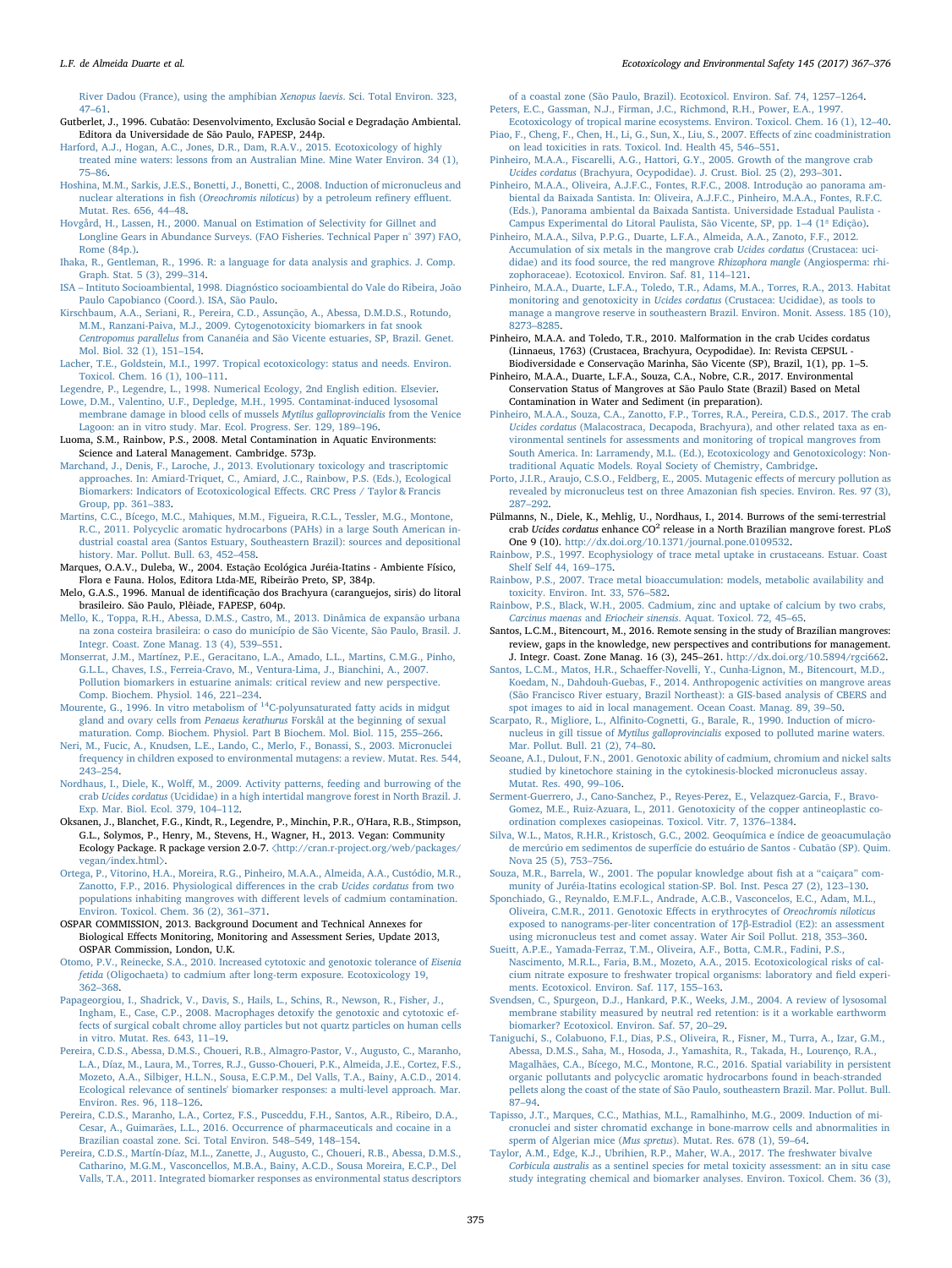River Dadou (France), using the amphibian *Xenopus laevis*. Sci. Total Environ. 323, 47–61.

Gutberlet, J., 1996. Cubatão: Desenvolvimento, Exclusão Social e Degradação Ambiental. Editora da Universidade de São Paulo, FAPESP, 244p.

Harford, A.J., Hogan, A.C., Jones, D.R., Dam, R.A.V., 2015. Ecotoxicology of highly treated mine waters: lessons from an Australian Mine. Mine Water Environ. 34 (1), 75–86.

Hoshina, M.M., Sarkis, J.E.S., Bonetti, J., Bonetti, C., 2008. Induction of micronucleus and nuclear alterations in fish (*Oreochromis niloticus*) by a petroleum refinery effluent. Mutat. Res. 656, 44–48.

Hovgård, H., Lassen, H., 2000. Manual on Estimation of Selectivity for Gillnet and Longline Gears in Abundance Surveys. (FAO Fisheries. Technical Paper n° 397) FAO, Rome (84p.).

Ihaka, R., Gentleman, R., 1996. R: a language for data analysis and graphics. J. Comp. Graph. Stat. 5 (3), 299–314.

ISA – Intituto Socioambiental, 1998. Diagnóstico socioambiental do Vale do Ribeira, João Paulo Capobianco (Coord.). ISA, São Paulo.

Kirschbaum, A.A., Seriani, R., Pereira, C.D., Assunção, A., Abessa, D.M.D.S., Rotundo, M.M., Ranzani-Paiva, M.J., 2009. Cytogenotoxicity biomarkers in fat snook *Centropomus parallelus* from Cananéia and São Vicente estuaries, SP, Brazil. Genet. Mol. Biol. 32 (1), 151–154.

Lacher, T.E., Goldstein, M.I., 1997. Tropical ecotoxicology: status and needs. Environ. Toxicol. Chem. 16 (1), 100–111.

Legendre, P., Legendre, L., 1998. Numerical Ecology, 2nd English edition. Elsevier.

Lowe, D.M., Valentino, U.F., Depledge, M.H., 1995. Contaminat-induced lysosomal membrane damage in blood cells of mussels *Mytilus galloprovincialis* from the Venice Lagoon: an in vitro study. Mar. Ecol. Progress. Ser. 129, 189–196.

Luoma, S.M., Rainbow, P.S., 2008. Metal Contamination in Aquatic Environments: Science and Lateral Management. Cambridge. 573p.

Marchand, J., Denis, F., Laroche, J., 2013. Evolutionary toxicology and trascriptomic approaches. In: Amiard-Triquet, C., Amiard, J.C., Rainbow, P.S. (Eds.), Ecological Biomarkers: Indicators of Ecotoxicological Effects. CRC Press / Taylor & Francis Group, pp. 361–383.

Martins, C.C., Bícego, M.C., Mahiques, M.M., Figueira, R.C.L., Tessler, M.G., Montone, R.C., 2011. Polycyclic aromatic hydrocarbons (PAHs) in a large South American industrial coastal area (Santos Estuary, Southeastern Brazil): sources and depositional history. Mar. Pollut. Bull. 63, 452–458.

Marques, O.A.V., Duleba, W., 2004. Estação Ecológica Juréia-Itatins - Ambiente Físico, Flora e Fauna. Holos, Editora Ltda-ME, Ribeirão Preto, SP, 384p.

Melo, G.A.S., 1996. Manual de identificação dos Brachyura (caranguejos, siris) do litoral brasileiro. São Paulo, Plêiade, FAPESP, 604p.

Mello, K., Toppa, R.H., Abessa, D.M.S., Castro, M., 2013. Dinâmica de expansão urbana na zona costeira brasileira: o caso do município de São Vicente, São Paulo, Brasil. J. Integr. Coast. Zone Manag. 13 (4), 539–551.

Monserrat, J.M., Martínez, P.E., Geracitano, L.A., Amado, L.L., Martins, C.M.G., Pinho, G.L.L., Chaves, I.S., Ferreia-Cravo, M., Ventura-Lima, J., Bianchini, A., 2007. Pollution biomarkers in estuarine animals: critical review and new perspective. Comp. Biochem. Physiol. 146, 221–234.

Mourente, G., 1996. In vitro metabolism of $^{14}$C-polyunsaturated fatty acids in midgut gland and ovary cells from *Penaeus kerathurus* Forskål at the beginning of sexual maturation. Comp. Biochem. Physiol. Part B Biochem. Mol. Biol. 115, 255–266.

Neri, M., Fucic, A., Knudsen, L.E., Lando, C., Merlo, F., Bonassi, S., 2003. Micronuclei frequency in children exposed to environmental mutagens: a review. Mutat. Res. 544, 243–254.

Nordhaus, I., Diele, K., Wolff, M., 2009. Activity patterns, feeding and burrowing of the crab *Ucides cordatus* (Ucididae) in a high intertidal mangrove forest in North Brazil. J. Exp. Mar. Biol. Ecol. 379, 104–112.

Oksanen, J., Blanchet, F.G., Kindt, R., Legendre, P., Minchin, P.R., O'Hara, R.B., Stimpson, G.L., Solymos, P., Henry, M., Stevens, H., Wagner, H., 2013. Vegan: Community Ecology Package. R package version 2.0-7. 〈http://cran.r-project.org/web/packages/vegan/index.html〉.

Ortega, P., Vitorino, H.A., Moreira, R.G., Pinheiro, M.A.A., Almeida, A.A., Custódio, M.R., Zanotto, F.P., 2016. Physiological differences in the crab *Ucides cordatus* from two populations inhabiting mangroves with different levels of cadmium contamination. Environ. Toxicol. Chem. 36 (2), 361–371.

OSPAR COMMISSION, 2013. Background Document and Technical Annexes for Biological Effects Monitoring, Monitoring and Assessment Series, Update 2013, OSPAR Commission, London, U.K.

Otomo, P.V., Reinecke, S.A., 2010. Increased cytotoxic and genotoxic tolerance of *Eisenia fetida* (Oligochaeta) to cadmium after long-term exposure. Ecotoxicology 19, 362–368.

Papageorgiou, I., Shadrick, V., Davis, S., Hails, L., Schins, R., Newson, R., Fisher, J., Ingham, E., Case, C.P., 2008. Macrophages detoxify the genotoxic and cytotoxic effects of surgical cobalt chrome alloy particles but not quartz particles on human cells in vitro. Mutat. Res. 643, 11–19.

Pereira, C.D.S., Abessa, D.M.S., Choueri, R.B., Almagro-Pastor, V., Augusto, C., Maranho, L.A., Díaz, M., Laura, M., Torres, R.J., Gusso-Choueri, P.K., Almeida, J.E., Cortez, F.S., Mozeto, A.A., Silbiger, H.L.N., Sousa, E.C.P.M., Del Valls, T.A., Bainy, A.C.D., 2014. Ecological relevance of sentinels' biomarker responses: a multi-level approach. Mar. Environ. Res. 96, 118–126.

Pereira, C.D.S., Maranho, L.A., Cortez, F.S., Pusceddu, F.H., Santos, A.R., Ribeiro, D.A., Cesar, A., Guimarães, L.L., 2016. Occurrence of pharmaceuticals and cocaine in a Brazilian coastal zone. Sci. Total Environ. 548–549, 148–154.

Pereira, C.D.S., Martín-Díaz, M.L., Zanette, J., Augusto, C., Choueri, R.B., Abessa, D.M.S., Catharino, M.G.M., Vasconcellos, M.B.A., Bainy, A.C.D., Sousa Moreira, E.C.P., Del Valls, T.A., 2011. Integrated biomarker responses as environmental status descriptors of a coastal zone (São Paulo, Brazil). Ecotoxicol. Environ. Saf. 74, 1257–1264.

Peters, E.C., Gassman, N.J., Firman, J.C., Richmond, R.H., Power, E.A., 1997. Ecotoxicology of tropical marine ecosystems. Environ. Toxicol. Chem. 16 (1), 12–40.

Piao, F., Cheng, F., Chen, H., Li, G., Sun, X., Liu, S., 2007. Effects of zinc coadministration on lead toxicities in rats. Toxicol. Ind. Health 45, 546–551.

Pinheiro, M.A.A., Fiscarelli, A.G., Hattori, G.Y., 2005. Growth of the mangrove crab *Ucides cordatus* (Brachyura, Ocypodidae). J. Crust. Biol. 25 (2), 293–301.

Pinheiro, M.A.A., Oliveira, A.J.F.C., Fontes, R.F.C., 2008. Introdução ao panorama ambiental da Baixada Santista. In: Oliveira, A.J.F.C., Pinheiro, M.A.A., Fontes, R.F.C. (Eds.), Panorama ambiental da Baixada Santista. Universidade Estadual Paulista - Campus Experimental do Litoral Paulista, São Vicente, SP, pp. 1–4 (1ª Edição).

Pinheiro, M.A.A., Silva, P.P.G., Duarte, L.F.A., Almeida, A.A., Zanoto, F.F., 2012. Accumulation of six metals in the mangrove crab *Ucides cordatus* (Crustacea: ucididae) and its food source, the red mangrove *Rhizophora mangle* (Angiosperma: rhizophoraceae). Ecotoxicol. Environ. Saf. 81, 114–121.

Pinheiro, M.A.A., Duarte, L.F.A., Toledo, T.R., Adams, M.A., Torres, R.A., 2013. Habitat monitoring and genotoxicity in *Ucides cordatus* (Crustacea: Ucididae), as tools to manage a mangrove reserve in southeastern Brazil. Environ. Monit. Assess. 185 (10), 8273–8285.

Pinheiro, M.A.A. and Toledo, T.R., 2010. Malformation in the crab Ucides cordatus (Linnaeus, 1763) (Crustacea, Brachyura, Ocypodidae). In: Revista CEPSUL - Biodiversidade e Conservação Marinha, São Vicente (SP), Brazil, 1(1), pp. 1–5.

Pinheiro, M.A.A., Duarte, L.F.A., Souza, C.A., Nobre, C.R., 2017. Environmental Conservation Status of Mangroves at São Paulo State (Brazil) Based on Metal Contamination in Water and Sediment (in preparation).

Pinheiro, M.A.A., Souza, C.A., Zanotto, F.P., Torres, R.A., Pereira, C.D.S., 2017. The crab *Ucides cordatus* (Malacostraca, Decapoda, Brachyura), and other related taxa as environmental sentinels for assessments and monitoring of tropical mangroves from South America. In: Larramendy, M.L. (Ed.), Ecotoxicology and Genotoxicology: Non-traditional Aquatic Models. Royal Society of Chemistry, Cambridge.

Porto, J.I.R., Araujo, C.S.O., Feldberg, E., 2005. Mutagenic effects of mercury pollution as revealed by micronucleus test on three Amazonian fish species. Environ. Res. 97 (3), 287–292.

Pülmanns, N., Diele, K., Mehlig, U., Nordhaus, I., 2014. Burrows of the semi-terrestrial crab *Ucides cordatus* enhance $CO^2$ release in a North Brazilian mangrove forest. PLoS One 9 (10). http://dx.doi.org/10.1371/journal.pone.0109532.

Rainbow, P.S., 1997. Ecophysiology of trace metal uptake in crustaceans. Estuar. Coast Shelf Self 44, 169–175.

Rainbow, P.S., 2007. Trace metal bioaccumulation: models, metabolic availability and toxicity. Environ. Int. 33, 576–582.

Rainbow, P.S., Black, W.H., 2005. Cadmium, zinc and uptake of calcium by two crabs, *Carcinus maenas* and *Eriocheir sinensis*. Aquat. Toxicol. 72, 45–65.

Santos, L.C.M., Bitencourt, M., 2016. Remote sensing in the study of Brazilian mangroves: review, gaps in the knowledge, new perspectives and contributions for management. J. Integr. Coast. Zone Manag. 16 (3), 245–261. http://dx.doi.org/10.5894/rgci662.

Santos, L.C.M., Matos, H.R., Schaeffer-Novelli, Y., Cunha-Lignon, M., Bitencourt, M.D., Koedam, N., Dahdouh-Guebas, F., 2014. Anthropogenic activities on mangrove areas (São Francisco River estuary, Brazil Northeast): a GIS-based analysis of CBERS and spot images to aid in local management. Ocean Coast. Manag. 89, 39–50.

Scarpato, R., Migliore, L., Alfinito-Cognetti, G., Barale, R., 1990. Induction of micronucleus in gill tissue of *Mytilus galloprovincialis* exposed to polluted marine waters. Mar. Pollut. Bull. 21 (2), 74–80.

Seoane, A.I., Dulout, F.N., 2001. Genotoxic ability of cadmium, chromium and nickel salts studied by kinetochore staining in the cytokinesis-blocked micronucleus assay. Mutat. Res. 490, 99–106.

Serment-Guerrero, J., Cano-Sanchez, P., Reyes-Perez, E., Velazquez-Garcia, F., Bravo-Gomez, M.E., Ruiz-Azuara, L., 2011. Genotoxicity of the copper antineoplastic coordination complexes casiopeinas. Toxicol. Vitr. 7, 1376–1384.

Silva, W.L., Matos, R.H.R., Kristosch, G.C., 2002. Geoquímica e índice de geoacumulação de mercúrio em sedimentos de superfície do estuário de Santos - Cubatão (SP). Quim. Nova 25 (5), 753–756.

Souza, M.R., Barrela, W., 2001. The popular knowledge about fish at a "caiçara" community of Juréia-Itatins ecological station-SP. Bol. Inst. Pesca 27 (2), 123–130.

Sponchiado, G., Reynaldo, E.M.F.L., Andrade, A.C.B., Vasconcelos, E.C., Adam, M.L., Oliveira, C.M.R., 2011. Genotoxic Effects in erythrocytes of *Oreochromis niloticus* exposed to nanograms-per-liter concentration of 17β-Estradiol (E2): an assessment using micronucleus test and comet assay. Water Air Soil Pollut. 218, 353–360.

Sueitt, A.P.E., Yamada-Ferraz, T.M., Oliveira, A.F., Botta, C.M.R., Fadini, P.S., Nascimento, M.R.L., Faria, B.M., Mozeto, A.A., 2015. Ecotoxicological risks of calcium nitrate exposure to freshwater tropical organisms: laboratory and field experiments. Ecotoxicol. Environ. Saf. 117, 155–163.

Svendsen, C., Spurgeon, D.J., Hankard, P.K., Weeks, J.M., 2004. A review of lysosomal membrane stability measured by neutral red retention: is it a workable earthworm biomarker? Ecotoxicol. Environ. Saf. 57, 20–29.

Taniguchi, S., Colabuono, F.I., Dias, P.S., Oliveira, R., Fisner, M., Turra, A., Izar, G.M., Abessa, D.M.S., Saha, M., Hosoda, J., Yamashita, R., Takada, H., Lourenço, R.A., Magalhães, C.A., Bícego, M.C., Montone, R.C., 2016. Spatial variability in persistent organic pollutants and polycyclic aromatic hydrocarbons found in beach-stranded pellets along the coast of the state of São Paulo, southeastern Brazil. Mar. Pollut. Bull. 87–94.

Tapisso, J.T., Marques, C.C., Mathias, M.L., Ramalhinho, M.G., 2009. Induction of micronuclei and sister chromatid exchange in bone-marrow cells and abnormalities in sperm of Algerian mice (*Mus spretus*). Mutat. Res. 678 (1), 59–64.

Taylor, A.M., Edge, K.J., Ubrihien, R.P., Maher, W.A., 2017. The freshwater bivalve *Corbicula australis* as a sentinel species for metal toxicity assessment: an in situ case study integrating chemical and biomarker analyses. Environ. Toxicol. Chem. 36 (3),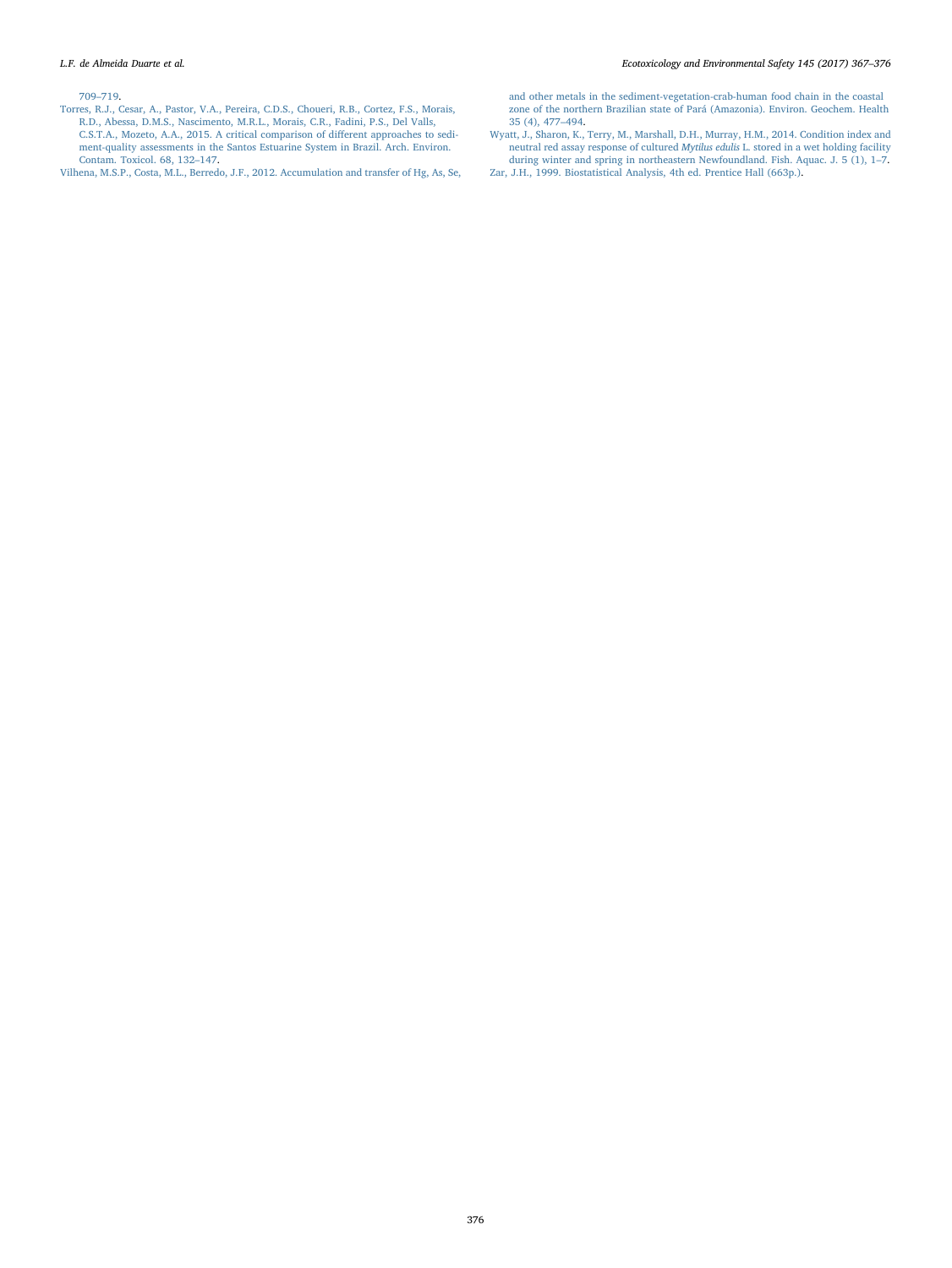709–719.

Torres, R.J., Cesar, A., Pastor, V.A., Pereira, C.D.S., Choueri, R.B., Cortez, F.S., Morais, R.D., Abessa, D.M.S., Nascimento, M.R.L., Morais, C.R., Fadini, P.S., Del Valls, C.S.T.A., Mozeto, A.A., 2015. A critical comparison of different approaches to sediment-quality assessments in the Santos Estuarine System in Brazil. Arch. Environ. Contam. Toxicol. 68, 132–147.

Vilhena, M.S.P., Costa, M.L., Berredo, J.F., 2012. Accumulation and transfer of Hg, As, Se, and other metals in the sediment-vegetation-crab-human food chain in the coastal zone of the northern Brazilian state of Pará (Amazonia). Environ. Geochem. Health 35 (4), 477–494.

Wyatt, J., Sharon, K., Terry, M., Marshall, D.H., Murray, H.M., 2014. Condition index and neutral red assay response of cultured *Mytilus edulis* L. stored in a wet holding facility during winter and spring in northeastern Newfoundland. Fish. Aquac. J. 5 (1), 1–7.

Zar, J.H., 1999. Biostatistical Analysis, 4th ed. Prentice Hall (663p.).